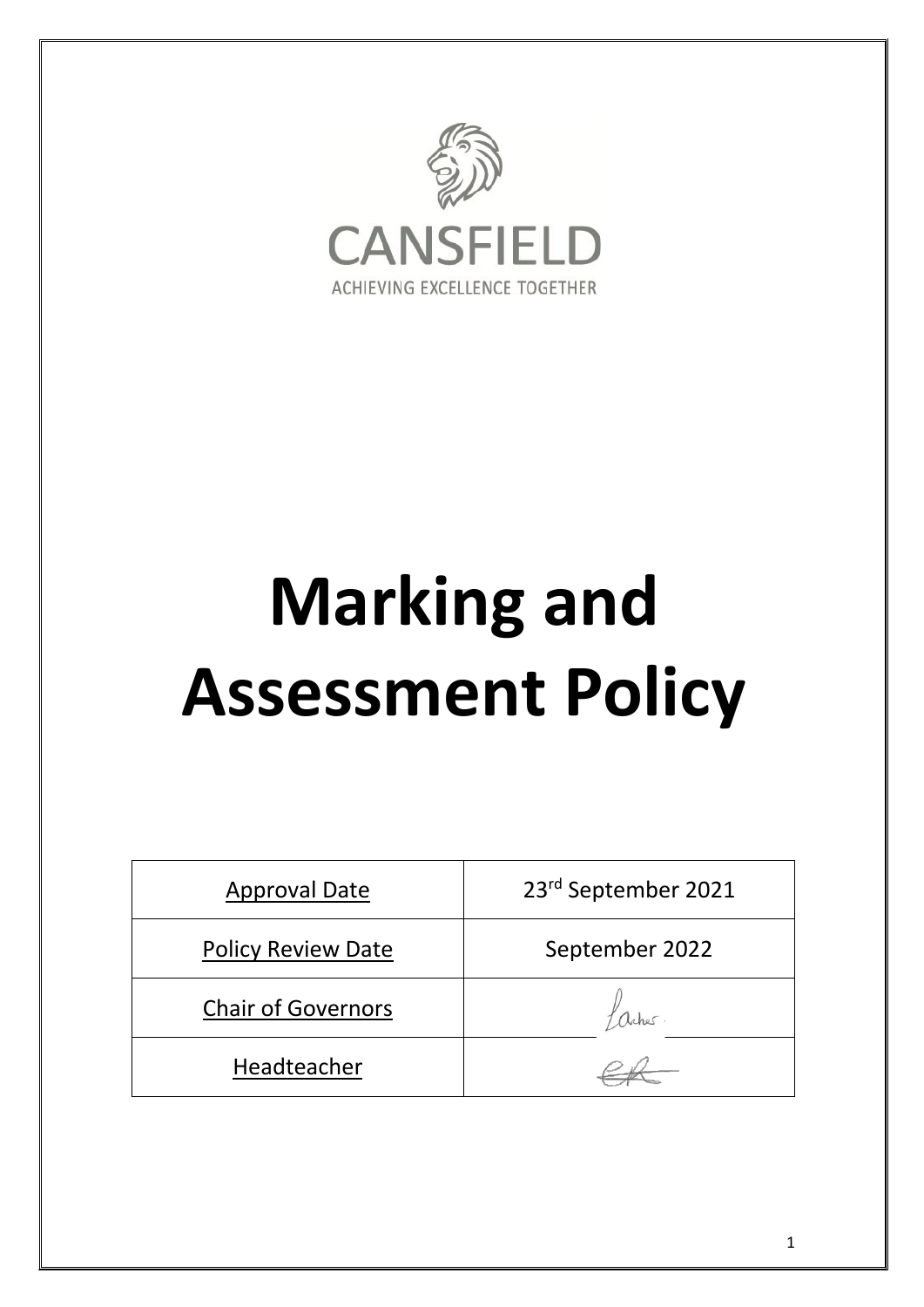CANSFIELD

ACHIEVING EXCELLENCE TOGETHER

# Marking and Assessment Policy

| Approval Date | 23rd September 2021 |
|---|---|
| Policy Review Date | September 2022 |
| Chair of Governors | |
| Headteacher | |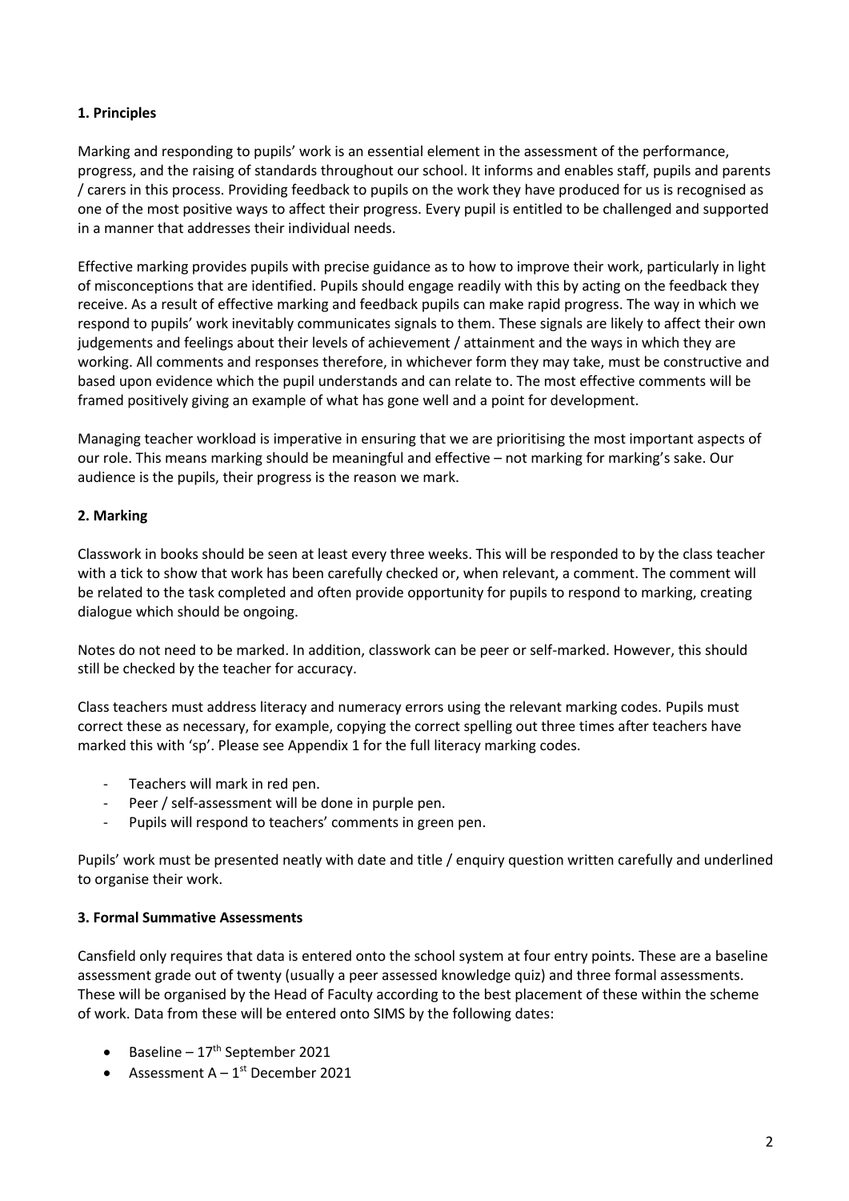## 1. Principles

Marking and responding to pupils' work is an essential element in the assessment of the performance, progress, and the raising of standards throughout our school. It informs and enables staff, pupils and parents / carers in this process. Providing feedback to pupils on the work they have produced for us is recognised as one of the most positive ways to affect their progress. Every pupil is entitled to be challenged and supported in a manner that addresses their individual needs.

Effective marking provides pupils with precise guidance as to how to improve their work, particularly in light of misconceptions that are identified. Pupils should engage readily with this by acting on the feedback they receive. As a result of effective marking and feedback pupils can make rapid progress. The way in which we respond to pupils' work inevitably communicates signals to them. These signals are likely to affect their own judgements and feelings about their levels of achievement / attainment and the ways in which they are working. All comments and responses therefore, in whichever form they may take, must be constructive and based upon evidence which the pupil understands and can relate to. The most effective comments will be framed positively giving an example of what has gone well and a point for development.

Managing teacher workload is imperative in ensuring that we are prioritising the most important aspects of our role. This means marking should be meaningful and effective – not marking for marking's sake. Our audience is the pupils, their progress is the reason we mark.

## 2. Marking

Classwork in books should be seen at least every three weeks. This will be responded to by the class teacher with a tick to show that work has been carefully checked or, when relevant, a comment. The comment will be related to the task completed and often provide opportunity for pupils to respond to marking, creating dialogue which should be ongoing.

Notes do not need to be marked. In addition, classwork can be peer or self-marked. However, this should still be checked by the teacher for accuracy.

Class teachers must address literacy and numeracy errors using the relevant marking codes. Pupils must correct these as necessary, for example, copying the correct spelling out three times after teachers have marked this with 'sp'. Please see Appendix 1 for the full literacy marking codes.

- Teachers will mark in red pen.
- Peer / self-assessment will be done in purple pen.
- Pupils will respond to teachers' comments in green pen.

Pupils' work must be presented neatly with date and title / enquiry question written carefully and underlined to organise their work.

## 3. Formal Summative Assessments

Cansfield only requires that data is entered onto the school system at four entry points. These are a baseline assessment grade out of twenty (usually a peer assessed knowledge quiz) and three formal assessments. These will be organised by the Head of Faculty according to the best placement of these within the scheme of work. Data from these will be entered onto SIMS by the following dates:

- Baseline – 17th September 2021
- Assessment A – 1st December 2021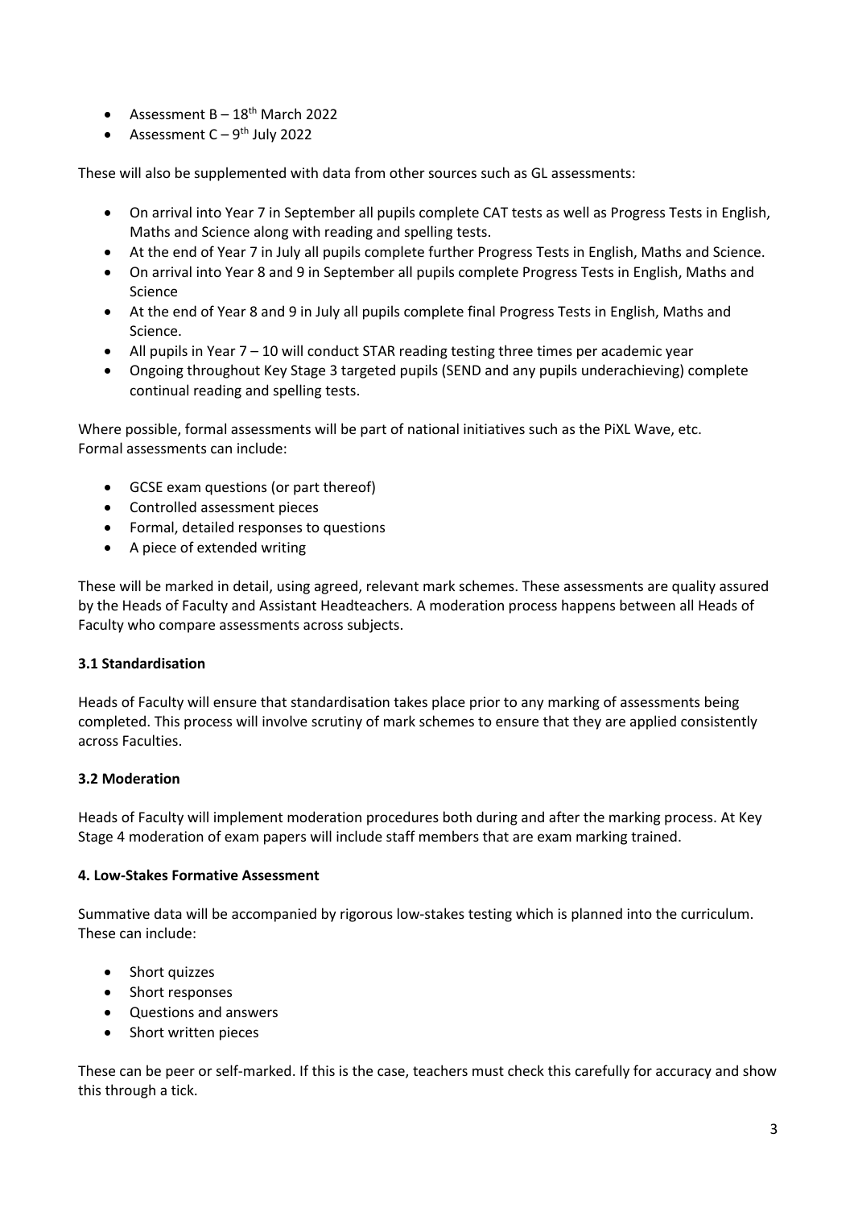- Assessment B – 18th March 2022
- Assessment C – 9th July 2022

These will also be supplemented with data from other sources such as GL assessments:

- On arrival into Year 7 in September all pupils complete CAT tests as well as Progress Tests in English, Maths and Science along with reading and spelling tests.
- At the end of Year 7 in July all pupils complete further Progress Tests in English, Maths and Science.
- On arrival into Year 8 and 9 in September all pupils complete Progress Tests in English, Maths and Science
- At the end of Year 8 and 9 in July all pupils complete final Progress Tests in English, Maths and Science.
- All pupils in Year 7 – 10 will conduct STAR reading testing three times per academic year
- Ongoing throughout Key Stage 3 targeted pupils (SEND and any pupils underachieving) complete continual reading and spelling tests.

Where possible, formal assessments will be part of national initiatives such as the PiXL Wave, etc.
Formal assessments can include:

- GCSE exam questions (or part thereof)
- Controlled assessment pieces
- Formal, detailed responses to questions
- A piece of extended writing

These will be marked in detail, using agreed, relevant mark schemes. These assessments are quality assured by the Heads of Faculty and Assistant Headteachers. A moderation process happens between all Heads of Faculty who compare assessments across subjects.

### 3.1 Standardisation

Heads of Faculty will ensure that standardisation takes place prior to any marking of assessments being completed. This process will involve scrutiny of mark schemes to ensure that they are applied consistently across Faculties.

### 3.2 Moderation

Heads of Faculty will implement moderation procedures both during and after the marking process. At Key Stage 4 moderation of exam papers will include staff members that are exam marking trained.

## 4. Low-Stakes Formative Assessment

Summative data will be accompanied by rigorous low-stakes testing which is planned into the curriculum. These can include:

- Short quizzes
- Short responses
- Questions and answers
- Short written pieces

These can be peer or self-marked. If this is the case, teachers must check this carefully for accuracy and show this through a tick.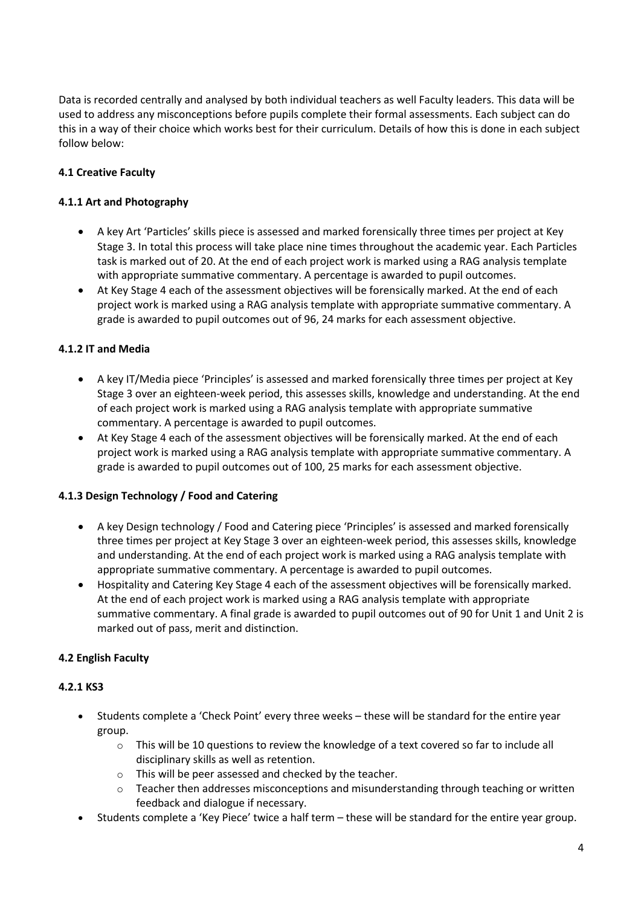Data is recorded centrally and analysed by both individual teachers as well Faculty leaders. This data will be used to address any misconceptions before pupils complete their formal assessments. Each subject can do this in a way of their choice which works best for their curriculum. Details of how this is done in each subject follow below:

### 4.1 Creative Faculty

#### 4.1.1 Art and Photography

- A key Art 'Particles' skills piece is assessed and marked forensically three times per project at Key Stage 3. In total this process will take place nine times throughout the academic year. Each Particles task is marked out of 20. At the end of each project work is marked using a RAG analysis template with appropriate summative commentary. A percentage is awarded to pupil outcomes.
- At Key Stage 4 each of the assessment objectives will be forensically marked. At the end of each project work is marked using a RAG analysis template with appropriate summative commentary. A grade is awarded to pupil outcomes out of 96, 24 marks for each assessment objective.

#### 4.1.2 IT and Media

- A key IT/Media piece 'Principles' is assessed and marked forensically three times per project at Key Stage 3 over an eighteen-week period, this assesses skills, knowledge and understanding. At the end of each project work is marked using a RAG analysis template with appropriate summative commentary. A percentage is awarded to pupil outcomes.
- At Key Stage 4 each of the assessment objectives will be forensically marked. At the end of each project work is marked using a RAG analysis template with appropriate summative commentary. A grade is awarded to pupil outcomes out of 100, 25 marks for each assessment objective.

#### 4.1.3 Design Technology / Food and Catering

- A key Design technology / Food and Catering piece 'Principles' is assessed and marked forensically three times per project at Key Stage 3 over an eighteen-week period, this assesses skills, knowledge and understanding. At the end of each project work is marked using a RAG analysis template with appropriate summative commentary. A percentage is awarded to pupil outcomes.
- Hospitality and Catering Key Stage 4 each of the assessment objectives will be forensically marked. At the end of each project work is marked using a RAG analysis template with appropriate summative commentary. A final grade is awarded to pupil outcomes out of 90 for Unit 1 and Unit 2 is marked out of pass, merit and distinction.

### 4.2 English Faculty

#### 4.2.1 KS3

- Students complete a 'Check Point' every three weeks – these will be standard for the entire year group.
  - This will be 10 questions to review the knowledge of a text covered so far to include all disciplinary skills as well as retention.
  - This will be peer assessed and checked by the teacher.
  - Teacher then addresses misconceptions and misunderstanding through teaching or written feedback and dialogue if necessary.
- Students complete a 'Key Piece' twice a half term – these will be standard for the entire year group.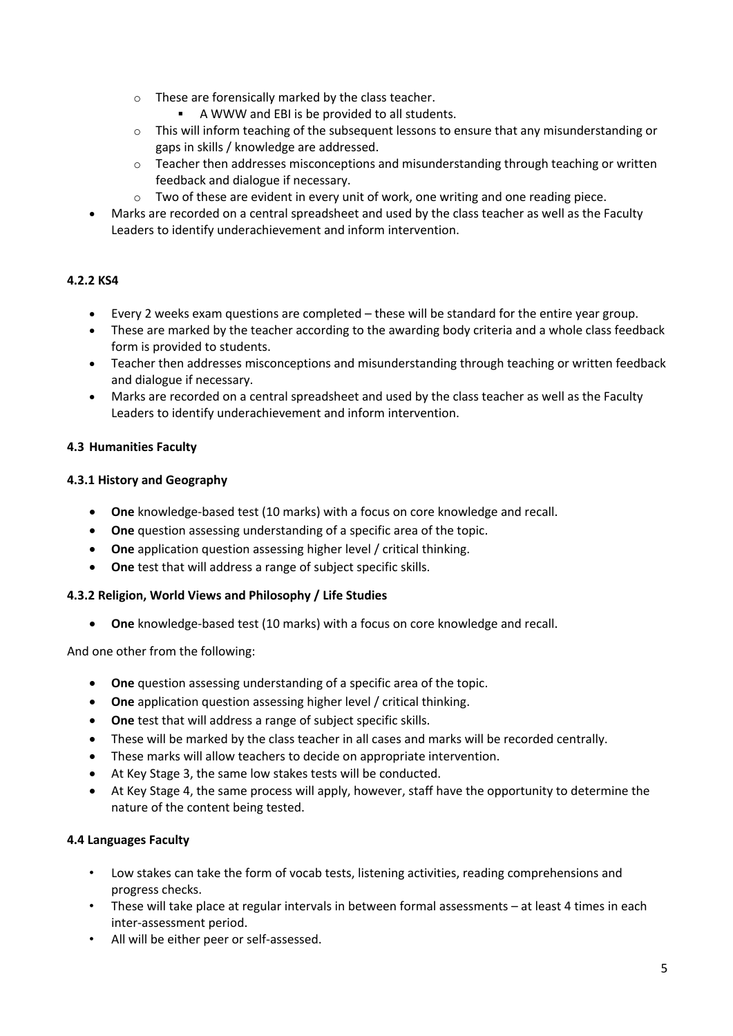- These are forensically marked by the class teacher.
     - A WWW and EBI is be provided to all students.
   - This will inform teaching of the subsequent lessons to ensure that any misunderstanding or gaps in skills / knowledge are addressed.
   - Teacher then addresses misconceptions and misunderstanding through teaching or written feedback and dialogue if necessary.
   - Two of these are evident in every unit of work, one writing and one reading piece.
- Marks are recorded on a central spreadsheet and used by the class teacher as well as the Faculty Leaders to identify underachievement and inform intervention.

#### 4.2.2 KS4

- Every 2 weeks exam questions are completed – these will be standard for the entire year group.
- These are marked by the teacher according to the awarding body criteria and a whole class feedback form is provided to students.
- Teacher then addresses misconceptions and misunderstanding through teaching or written feedback and dialogue if necessary.
- Marks are recorded on a central spreadsheet and used by the class teacher as well as the Faculty Leaders to identify underachievement and inform intervention.

### 4.3 Humanities Faculty

#### 4.3.1 History and Geography

- **One** knowledge-based test (10 marks) with a focus on core knowledge and recall.
- **One** question assessing understanding of a specific area of the topic.
- **One** application question assessing higher level / critical thinking.
- **One** test that will address a range of subject specific skills.

#### 4.3.2 Religion, World Views and Philosophy / Life Studies

- **One** knowledge-based test (10 marks) with a focus on core knowledge and recall.

And one other from the following:

- **One** question assessing understanding of a specific area of the topic.
- **One** application question assessing higher level / critical thinking.
- **One** test that will address a range of subject specific skills.
- These will be marked by the class teacher in all cases and marks will be recorded centrally.
- These marks will allow teachers to decide on appropriate intervention.
- At Key Stage 3, the same low stakes tests will be conducted.
- At Key Stage 4, the same process will apply, however, staff have the opportunity to determine the nature of the content being tested.

### 4.4 Languages Faculty

- Low stakes can take the form of vocab tests, listening activities, reading comprehensions and progress checks.
- These will take place at regular intervals in between formal assessments – at least 4 times in each inter-assessment period.
- All will be either peer or self-assessed.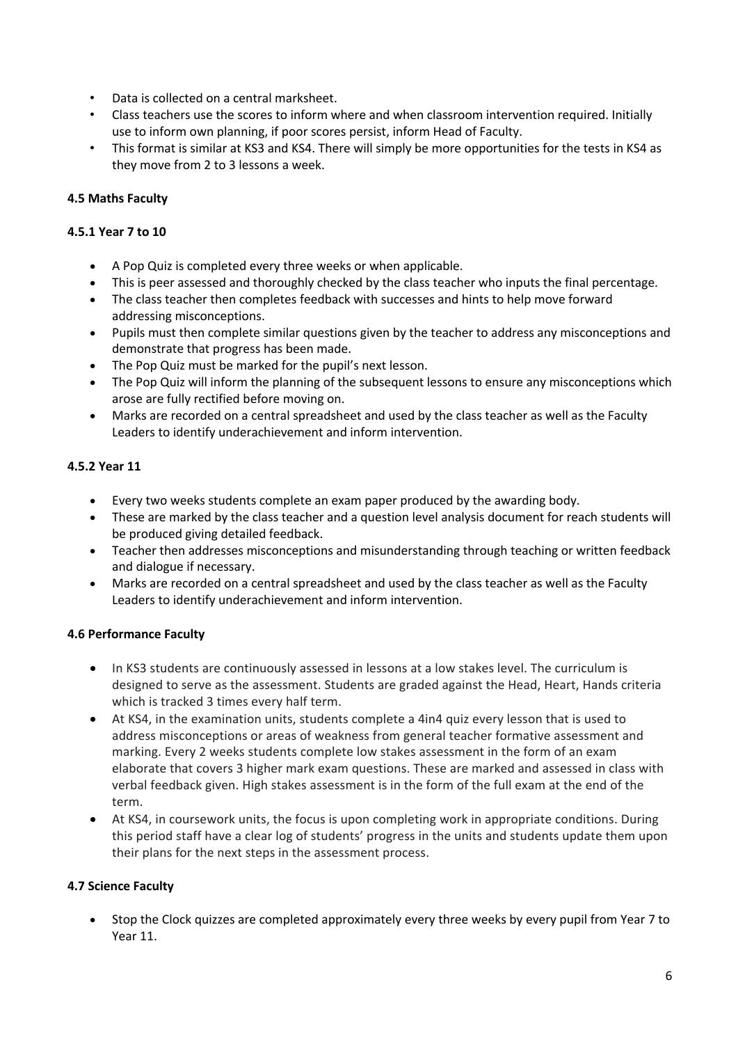- Data is collected on a central marksheet.
- Class teachers use the scores to inform where and when classroom intervention required. Initially use to inform own planning, if poor scores persist, inform Head of Faculty.
- This format is similar at KS3 and KS4. There will simply be more opportunities for the tests in KS4 as they move from 2 to 3 lessons a week.

**4.5 Maths Faculty**

**4.5.1 Year 7 to 10**

- A Pop Quiz is completed every three weeks or when applicable.
- This is peer assessed and thoroughly checked by the class teacher who inputs the final percentage.
- The class teacher then completes feedback with successes and hints to help move forward addressing misconceptions.
- Pupils must then complete similar questions given by the teacher to address any misconceptions and demonstrate that progress has been made.
- The Pop Quiz must be marked for the pupil's next lesson.
- The Pop Quiz will inform the planning of the subsequent lessons to ensure any misconceptions which arose are fully rectified before moving on.
- Marks are recorded on a central spreadsheet and used by the class teacher as well as the Faculty Leaders to identify underachievement and inform intervention.

**4.5.2 Year 11**

- Every two weeks students complete an exam paper produced by the awarding body.
- These are marked by the class teacher and a question level analysis document for reach students will be produced giving detailed feedback.
- Teacher then addresses misconceptions and misunderstanding through teaching or written feedback and dialogue if necessary.
- Marks are recorded on a central spreadsheet and used by the class teacher as well as the Faculty Leaders to identify underachievement and inform intervention.

**4.6 Performance Faculty**

- In KS3 students are continuously assessed in lessons at a low stakes level. The curriculum is designed to serve as the assessment. Students are graded against the Head, Heart, Hands criteria which is tracked 3 times every half term.
- At KS4, in the examination units, students complete a 4in4 quiz every lesson that is used to address misconceptions or areas of weakness from general teacher formative assessment and marking. Every 2 weeks students complete low stakes assessment in the form of an exam elaborate that covers 3 higher mark exam questions. These are marked and assessed in class with verbal feedback given. High stakes assessment is in the form of the full exam at the end of the term.
- At KS4, in coursework units, the focus is upon completing work in appropriate conditions. During this period staff have a clear log of students' progress in the units and students update them upon their plans for the next steps in the assessment process.

**4.7 Science Faculty**

- Stop the Clock quizzes are completed approximately every three weeks by every pupil from Year 7 to Year 11.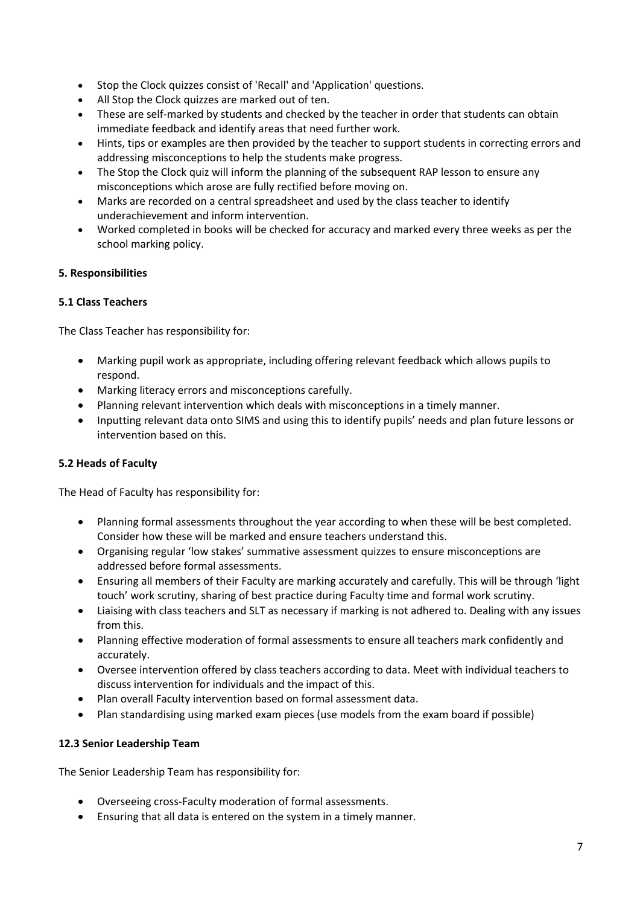- Stop the Clock quizzes consist of 'Recall' and 'Application' questions.
- All Stop the Clock quizzes are marked out of ten.
- These are self-marked by students and checked by the teacher in order that students can obtain immediate feedback and identify areas that need further work.
- Hints, tips or examples are then provided by the teacher to support students in correcting errors and addressing misconceptions to help the students make progress.
- The Stop the Clock quiz will inform the planning of the subsequent RAP lesson to ensure any misconceptions which arose are fully rectified before moving on.
- Marks are recorded on a central spreadsheet and used by the class teacher to identify underachievement and inform intervention.
- Worked completed in books will be checked for accuracy and marked every three weeks as per the school marking policy.

### 5. Responsibilities

#### 5.1 Class Teachers

The Class Teacher has responsibility for:

- Marking pupil work as appropriate, including offering relevant feedback which allows pupils to respond.
- Marking literacy errors and misconceptions carefully.
- Planning relevant intervention which deals with misconceptions in a timely manner.
- Inputting relevant data onto SIMS and using this to identify pupils' needs and plan future lessons or intervention based on this.

#### 5.2 Heads of Faculty

The Head of Faculty has responsibility for:

- Planning formal assessments throughout the year according to when these will be best completed. Consider how these will be marked and ensure teachers understand this.
- Organising regular 'low stakes' summative assessment quizzes to ensure misconceptions are addressed before formal assessments.
- Ensuring all members of their Faculty are marking accurately and carefully. This will be through 'light touch' work scrutiny, sharing of best practice during Faculty time and formal work scrutiny.
- Liaising with class teachers and SLT as necessary if marking is not adhered to. Dealing with any issues from this.
- Planning effective moderation of formal assessments to ensure all teachers mark confidently and accurately.
- Oversee intervention offered by class teachers according to data. Meet with individual teachers to discuss intervention for individuals and the impact of this.
- Plan overall Faculty intervention based on formal assessment data.
- Plan standardising using marked exam pieces (use models from the exam board if possible)

#### 12.3 Senior Leadership Team

The Senior Leadership Team has responsibility for:

- Overseeing cross-Faculty moderation of formal assessments.
- Ensuring that all data is entered on the system in a timely manner.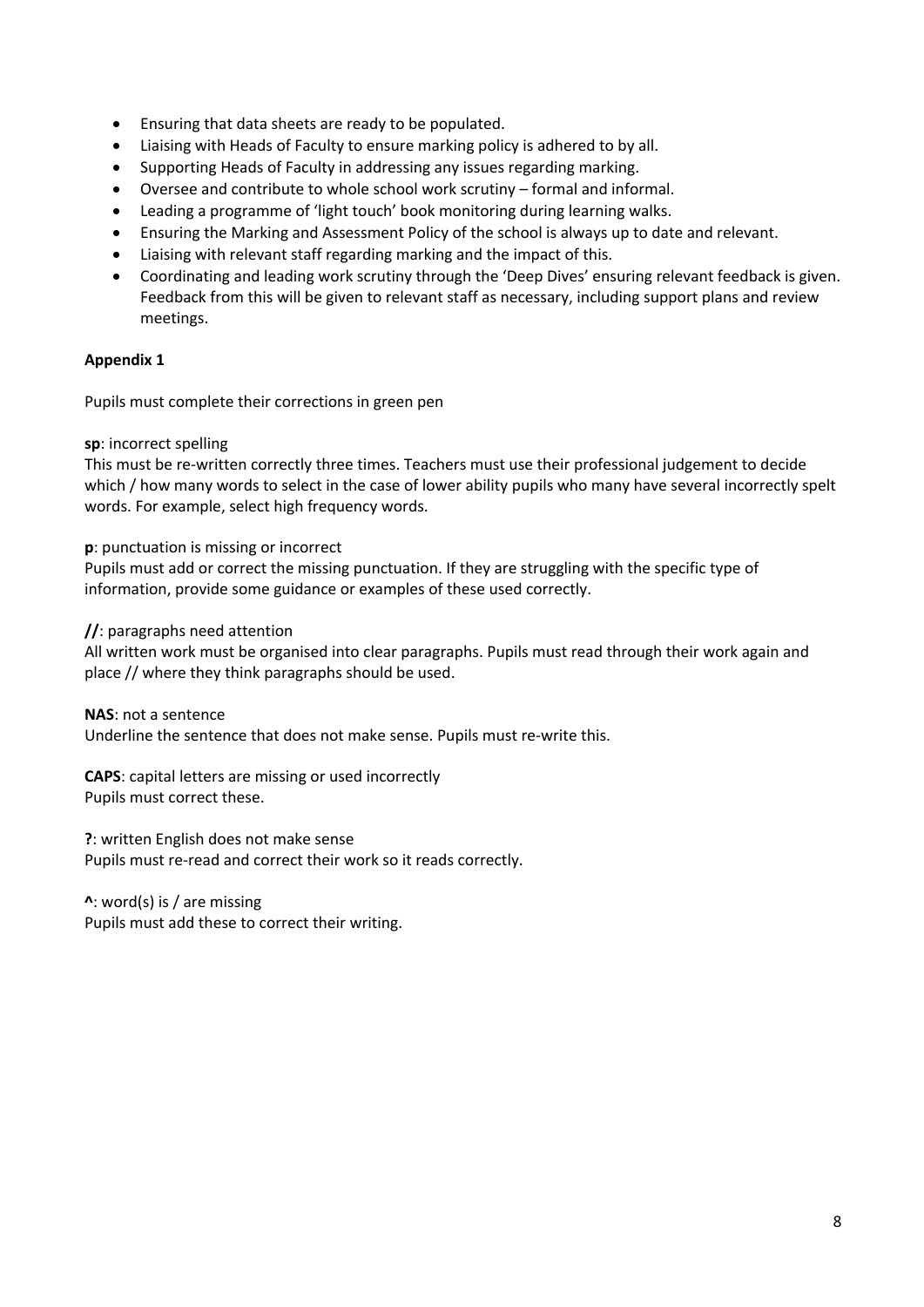- Ensuring that data sheets are ready to be populated.
- Liaising with Heads of Faculty to ensure marking policy is adhered to by all.
- Supporting Heads of Faculty in addressing any issues regarding marking.
- Oversee and contribute to whole school work scrutiny – formal and informal.
- Leading a programme of 'light touch' book monitoring during learning walks.
- Ensuring the Marking and Assessment Policy of the school is always up to date and relevant.
- Liaising with relevant staff regarding marking and the impact of this.
- Coordinating and leading work scrutiny through the 'Deep Dives' ensuring relevant feedback is given. Feedback from this will be given to relevant staff as necessary, including support plans and review meetings.

**Appendix 1**

Pupils must complete their corrections in green pen

**sp**: incorrect spelling
This must be re-written correctly three times. Teachers must use their professional judgement to decide which / how many words to select in the case of lower ability pupils who many have several incorrectly spelt words. For example, select high frequency words.

**p**: punctuation is missing or incorrect
Pupils must add or correct the missing punctuation. If they are struggling with the specific type of information, provide some guidance or examples of these used correctly.

**//**: paragraphs need attention
All written work must be organised into clear paragraphs. Pupils must read through their work again and place // where they think paragraphs should be used.

**NAS**: not a sentence
Underline the sentence that does not make sense. Pupils must re-write this.

**CAPS**: capital letters are missing or used incorrectly
Pupils must correct these.

**?**: written English does not make sense
Pupils must re-read and correct their work so it reads correctly.

**^**: word(s) is / are missing
Pupils must add these to correct their writing.